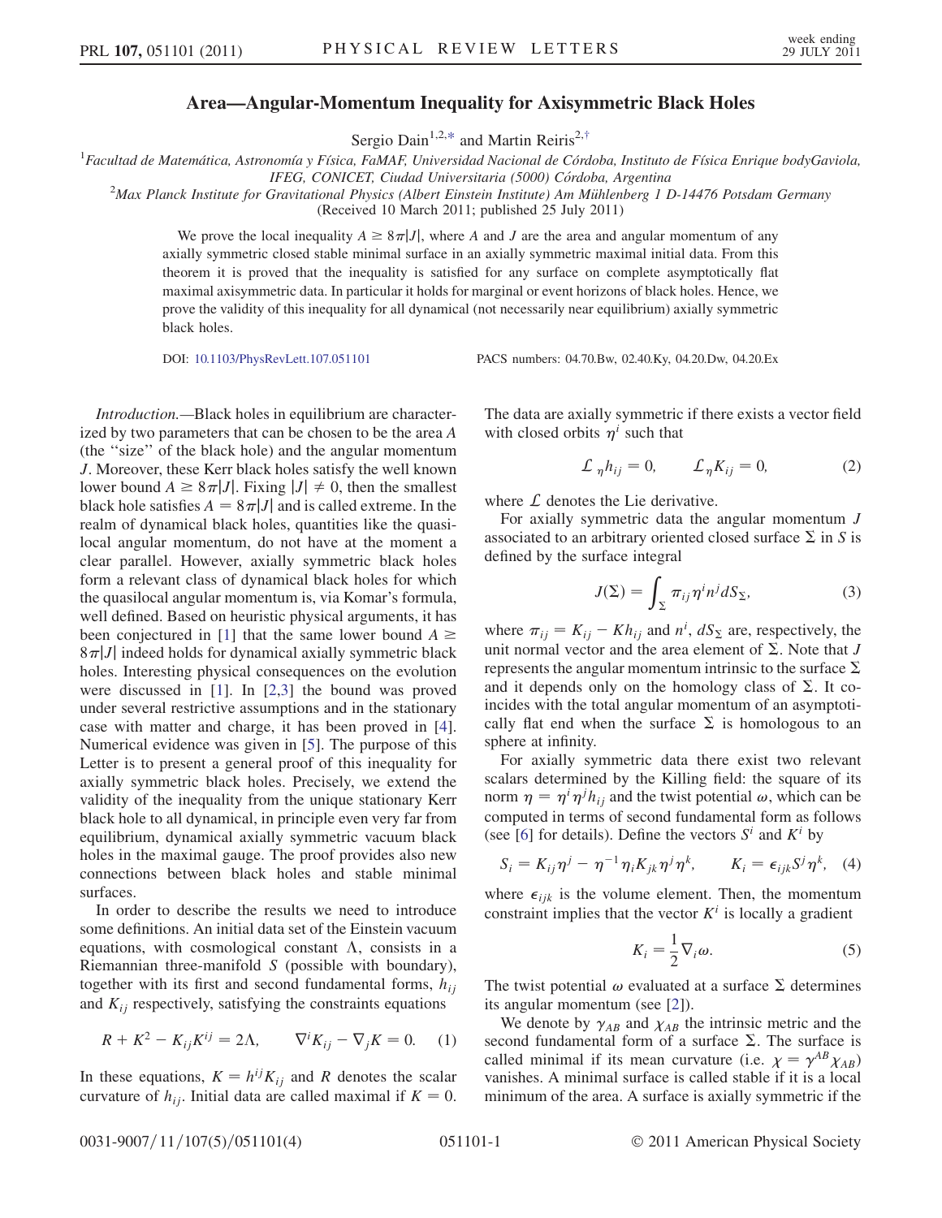# Area—Angular-Momentum Inequality for Axisymmetric Black Holes

Sergio Dain[1,2,*] and Martin Reiris[2,†]

[1]Facultad de Matemática, Astronomía y Física, FaMAF, Universidad Nacional de Córdoba, Instituto de Física Enrique bodyGaviola, IFEG, CONICET, Ciudad Universitaria (5000) Córdoba, Argentina

[2]Max Planck Institute for Gravitational Physics (Albert Einstein Institute) Am Mühlenberg 1 D-14476 Potsdam Germany

(Received 10 March 2011; published 25 July 2011)

We prove the local inequality $A \geq 8\pi|J|$, where $A$ and $J$ are the area and angular momentum of any axially symmetric closed stable minimal surface in an axially symmetric maximal initial data. From this theorem it is proved that the inequality is satisfied for any surface on complete asymptotically flat maximal axisymmetric data. In particular it holds for marginal or event horizons of black holes. Hence, we prove the validity of this inequality for all dynamical (not necessarily near equilibrium) axially symmetric black holes.

DOI: 10.1103/PhysRevLett.107.051101 PACS numbers: 04.70.Bw, 02.40.Ky, 04.20.Dw, 04.20.Ex

*Introduction.*—Black holes in equilibrium are characterized by two parameters that can be chosen to be the area $A$ (the "size" of the black hole) and the angular momentum $J$. Moreover, these Kerr black holes satisfy the well known lower bound $A \geq 8\pi|J|$. Fixing $|J| \neq 0$, then the smallest black hole satisfies $A = 8\pi|J|$ and is called extreme. In the realm of dynamical black holes, quantities like the quasilocal angular momentum, do not have at the moment a clear parallel. However, axially symmetric black holes form a relevant class of dynamical black holes for which the quasilocal angular momentum is, via Komar's formula, well defined. Based on heuristic physical arguments, it has been conjectured in [1] that the same lower bound $A \geq 8\pi|J|$ indeed holds for dynamical axially symmetric black holes. Interesting physical consequences on the evolution were discussed in [1]. In [2,3] the bound was proved under several restrictive assumptions and in the stationary case with matter and charge, it has been proved in [4]. Numerical evidence was given in [5]. The purpose of this Letter is to present a general proof of this inequality for axially symmetric black holes. Precisely, we extend the validity of the inequality from the unique stationary Kerr black hole to all dynamical, in principle even very far from equilibrium, dynamical axially symmetric vacuum black holes in the maximal gauge. The proof provides also new connections between black holes and stable minimal surfaces.

In order to describe the results we need to introduce some definitions. An initial data set of the Einstein vacuum equations, with cosmological constant $\Lambda$, consists in a Riemannian three-manifold $S$ (possible with boundary), together with its first and second fundamental forms, $h_{ij}$ and $K_{ij}$ respectively, satisfying the constraints equations

$$R + K^2 - K_{ij}K^{ij} = 2\Lambda, \qquad \nabla^i K_{ij} - \nabla_j K = 0. \quad (1)$$

In these equations, $K = h^{ij}K_{ij}$ and $R$ denotes the scalar curvature of $h_{ij}$. Initial data are called maximal if $K = 0$. The data are axially symmetric if there exists a vector field with closed orbits $\eta^i$ such that

$$\mathcal{L}_\eta h_{ij} = 0, \qquad \mathcal{L}_\eta K_{ij} = 0, \quad (2)$$

where $\mathcal{L}$ denotes the Lie derivative.

For axially symmetric data the angular momentum $J$ associated to an arbitrary oriented closed surface $\Sigma$ in $S$ is defined by the surface integral

$$J(\Sigma) = \int_\Sigma \pi_{ij}\eta^i n^j dS_\Sigma, \quad (3)$$

where $\pi_{ij} = K_{ij} - Kh_{ij}$ and $n^i$, $dS_\Sigma$ are, respectively, the unit normal vector and the area element of $\Sigma$. Note that $J$ represents the angular momentum intrinsic to the surface $\Sigma$ and it depends only on the homology class of $\Sigma$. It coincides with the total angular momentum of an asymptotically flat end when the surface $\Sigma$ is homologous to an sphere at infinity.

For axially symmetric data there exist two relevant scalars determined by the Killing field: the square of its norm $\eta = \eta^i\eta^j h_{ij}$ and the twist potential $\omega$, which can be computed in terms of second fundamental form as follows (see [6] for details). Define the vectors $S^i$ and $K^i$ by

$$S_i = K_{ij}\eta^j - \eta^{-1}\eta_i K_{jk}\eta^j\eta^k, \qquad K_i = \epsilon_{ijk}S^j\eta^k, \quad (4)$$

where $\epsilon_{ijk}$ is the volume element. Then, the momentum constraint implies that the vector $K^i$ is locally a gradient

$$K_i = \frac{1}{2}\nabla_i\omega. \quad (5)$$

The twist potential $\omega$ evaluated at a surface $\Sigma$ determines its angular momentum (see [2]).

We denote by $\gamma_{AB}$ and $\chi_{AB}$ the intrinsic metric and the second fundamental form of a surface $\Sigma$. The surface is called minimal if its mean curvature (i.e. $\chi = \gamma^{AB}\chi_{AB}$) vanishes. A minimal surface is called stable if it is a local minimum of the area. A surface is axially symmetric if the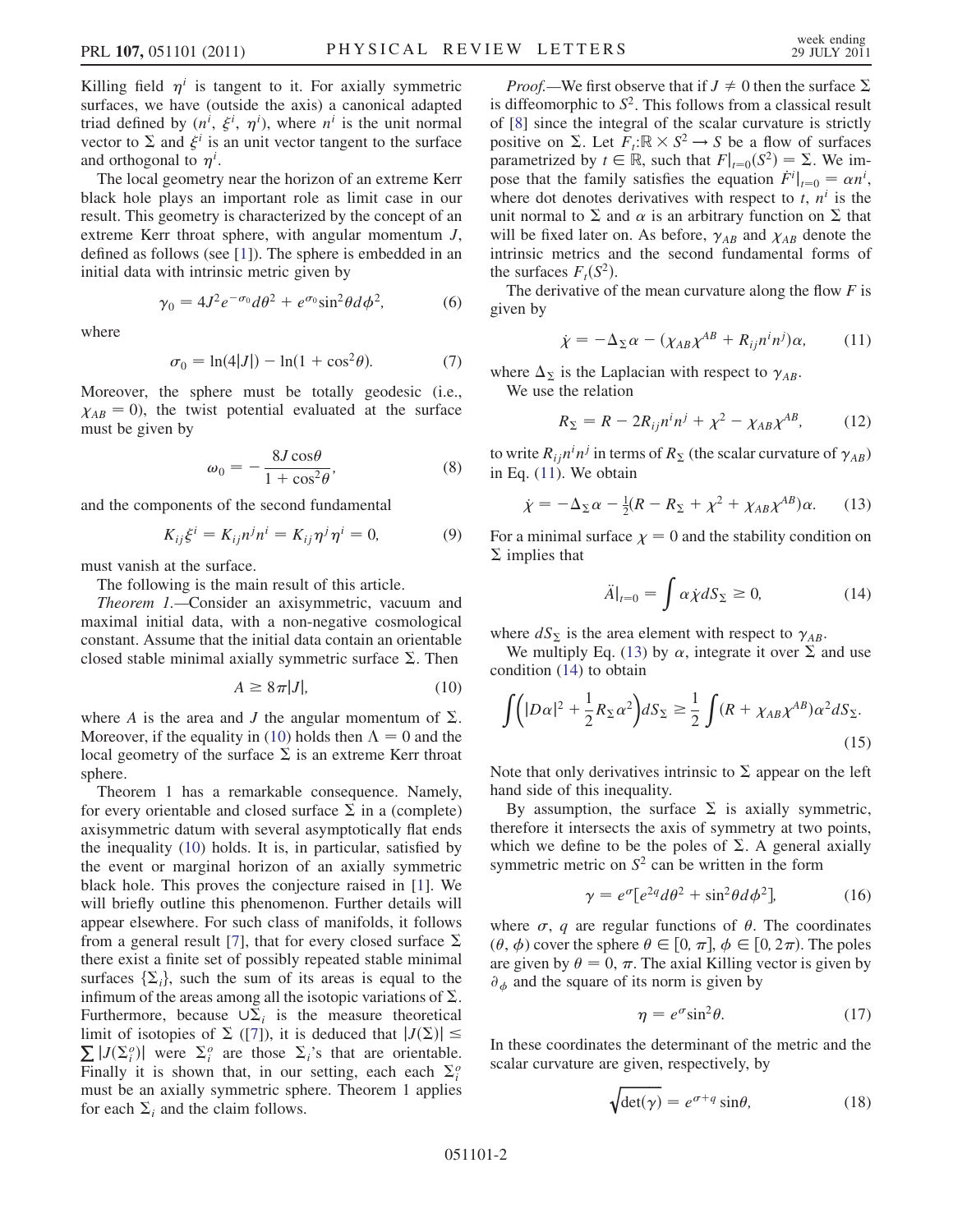Killing field $\eta^i$ is tangent to it. For axially symmetric surfaces, we have (outside the axis) a canonical adapted triad defined by $(n^i, \xi^i, \eta^i)$, where $n^i$ is the unit normal vector to $\Sigma$ and $\xi^i$ is an unit vector tangent to the surface and orthogonal to $\eta^i$.

The local geometry near the horizon of an extreme Kerr black hole plays an important role as limit case in our result. This geometry is characterized by the concept of an extreme Kerr throat sphere, with angular momentum $J$, defined as follows (see [1]). The sphere is embedded in an initial data with intrinsic metric given by

$$\gamma_0 = 4J^2 e^{-\sigma_0} d\theta^2 + e^{\sigma_0} \sin^2\theta d\phi^2, \tag{6}$$

where

$$\sigma_0 = \ln(4|J|) - \ln(1 + \cos^2\theta). \tag{7}$$

Moreover, the sphere must be totally geodesic (i.e., $\chi_{AB} = 0$), the twist potential evaluated at the surface must be given by

$$\omega_0 = -\frac{8J\cos\theta}{1 + \cos^2\theta}, \tag{8}$$

and the components of the second fundamental

$$K_{ij}\xi^i = K_{ij}n^j n^i = K_{ij}\eta^j\eta^i = 0, \tag{9}$$

must vanish at the surface.

The following is the main result of this article.

*Theorem 1.*—Consider an axisymmetric, vacuum and maximal initial data, with a non-negative cosmological constant. Assume that the initial data contain an orientable closed stable minimal axially symmetric surface $\Sigma$. Then

$$A \geq 8\pi|J|, \tag{10}$$

where $A$ is the area and $J$ the angular momentum of $\Sigma$. Moreover, if the equality in (10) holds then $\Lambda = 0$ and the local geometry of the surface $\Sigma$ is an extreme Kerr throat sphere.

Theorem 1 has a remarkable consequence. Namely, for every orientable and closed surface $\Sigma$ in a (complete) axisymmetric datum with several asymptotically flat ends the inequality (10) holds. It is, in particular, satisfied by the event or marginal horizon of an axially symmetric black hole. This proves the conjecture raised in [1]. We will briefly outline this phenomenon. Further details will appear elsewhere. For such class of manifolds, it follows from a general result [7], that for every closed surface $\Sigma$ there exist a finite set of possibly repeated stable minimal surfaces $\{\Sigma_i\}$, such the sum of its areas is equal to the infimum of the areas among all the isotopic variations of $\Sigma$. Furthermore, because $\cup\Sigma_i$ is the measure theoretical limit of isotopies of $\Sigma$ ([7]), it is deduced that $|J(\Sigma)| \leq \sum |J(\Sigma_i^o)|$ were $\Sigma_i^o$ are those $\Sigma_i$'s that are orientable. Finally it is shown that, in our setting, each each $\Sigma_i^o$ must be an axially symmetric sphere. Theorem 1 applies for each $\Sigma_i$ and the claim follows.

*Proof.*—We first observe that if $J \neq 0$ then the surface $\Sigma$ is diffeomorphic to $S^2$. This follows from a classical result of [8] since the integral of the scalar curvature is strictly positive on $\Sigma$. Let $F_t: \mathbb{R} \times S^2 \to S$ be a flow of surfaces parametrized by $t \in \mathbb{R}$, such that $F|_{t=0}(S^2) = \Sigma$. We impose that the family satisfies the equation $\dot{F}^i|_{t=0} = \alpha n^i$, where dot denotes derivatives with respect to $t$, $n^i$ is the unit normal to $\Sigma$ and $\alpha$ is an arbitrary function on $\Sigma$ that will be fixed later on. As before, $\gamma_{AB}$ and $\chi_{AB}$ denote the intrinsic metrics and the second fundamental forms of the surfaces $F_t(S^2)$.

The derivative of the mean curvature along the flow $F$ is given by

$$\dot{\chi} = -\Delta_\Sigma \alpha - (\chi_{AB}\chi^{AB} + R_{ij}n^i n^j)\alpha, \tag{11}$$

where $\Delta_\Sigma$ is the Laplacian with respect to $\gamma_{AB}$.

We use the relation

$$R_\Sigma = R - 2R_{ij}n^i n^j + \chi^2 - \chi_{AB}\chi^{AB}, \tag{12}$$

to write $R_{ij}n^i n^j$ in terms of $R_\Sigma$ (the scalar curvature of $\gamma_{AB}$) in Eq. (11). We obtain

$$\dot{\chi} = -\Delta_\Sigma \alpha - \tfrac{1}{2}(R - R_\Sigma + \chi^2 + \chi_{AB}\chi^{AB})\alpha. \tag{13}$$

For a minimal surface $\chi = 0$ and the stability condition on $\Sigma$ implies that

$$\ddot{A}|_{t=0} = \int \alpha \dot{\chi} dS_\Sigma \geq 0, \tag{14}$$

where $dS_\Sigma$ is the area element with respect to $\gamma_{AB}$.

We multiply Eq. (13) by $\alpha$, integrate it over $\Sigma$ and use condition (14) to obtain

$$\int \left( |D\alpha|^2 + \frac{1}{2}R_\Sigma \alpha^2 \right) dS_\Sigma \geq \frac{1}{2}\int (R + \chi_{AB}\chi^{AB})\alpha^2 dS_\Sigma. \tag{15}$$

Note that only derivatives intrinsic to $\Sigma$ appear on the left hand side of this inequality.

By assumption, the surface $\Sigma$ is axially symmetric, therefore it intersects the axis of symmetry at two points, which we define to be the poles of $\Sigma$. A general axially symmetric metric on $S^2$ can be written in the form

$$\gamma = e^\sigma [e^{2q} d\theta^2 + \sin^2\theta d\phi^2], \tag{16}$$

where $\sigma$, $q$ are regular functions of $\theta$. The coordinates $(\theta, \phi)$ cover the sphere $\theta \in [0, \pi]$, $\phi \in [0, 2\pi)$. The poles are given by $\theta = 0, \pi$. The axial Killing vector is given by $\partial_\phi$ and the square of its norm is given by

$$\eta = e^\sigma \sin^2\theta. \tag{17}$$

In these coordinates the determinant of the metric and the scalar curvature are given, respectively, by

$$\sqrt{\det(\gamma)} = e^{\sigma + q}\sin\theta, \tag{18}$$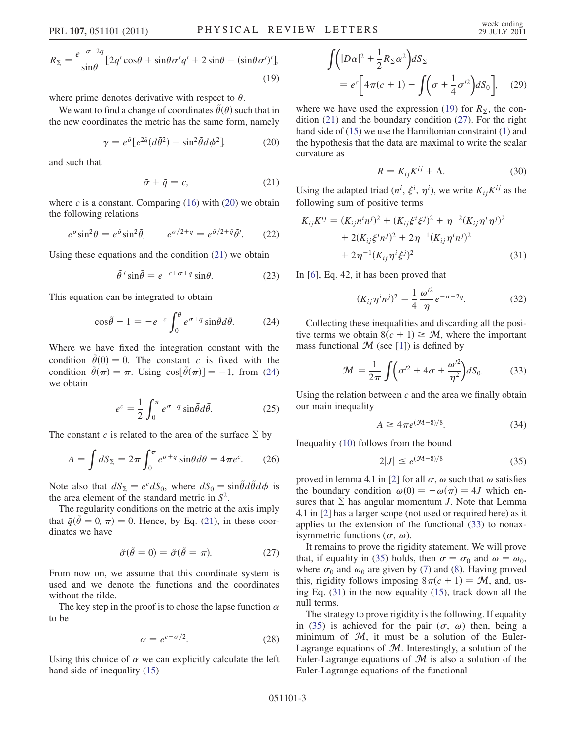$$R_\Sigma = \frac{e^{-\sigma-2q}}{\sin\theta}[2q'\cos\theta + \sin\theta\sigma' q' + 2\sin\theta - (\sin\theta\sigma')'], \tag{19}$$

where prime denotes derivative with respect to $\theta$.

We want to find a change of coordinates $\tilde{\theta}(\theta)$ such that in the new coordinates the metric has the same form, namely

$$\gamma = e^{\tilde{\sigma}}[e^{2\tilde{q}}(d\tilde{\theta}^2) + \sin^2\tilde{\theta} d\phi^2]. \tag{20}$$

and such that

$$\tilde{\sigma} + \tilde{q} = c, \tag{21}$$

where $c$ is a constant. Comparing (16) with (20) we obtain the following relations

$$e^{\sigma}\sin^2\theta = e^{\tilde{\sigma}}\sin^2\tilde{\theta}, \qquad e^{\sigma/2+q} = e^{\tilde{\sigma}/2+\tilde{q}}\tilde{\theta}'. \tag{22}$$

Using these equations and the condition (21) we obtain

$$\tilde{\theta}'\sin\tilde{\theta} = e^{-c+\sigma+q}\sin\theta. \tag{23}$$

This equation can be integrated to obtain

$$\cos\tilde{\theta} - 1 = -e^{-c}\int_0^\theta e^{\sigma+q}\sin\bar{\theta} d\bar{\theta}. \tag{24}$$

Where we have fixed the integration constant with the condition $\tilde{\theta}(0) = 0$. The constant $c$ is fixed with the condition $\tilde{\theta}(\pi) = \pi$. Using $\cos[\tilde{\theta}(\pi)] = -1$, from (24) we obtain

$$e^c = \frac{1}{2}\int_0^\pi e^{\sigma+q}\sin\bar{\theta} d\bar{\theta}. \tag{25}$$

The constant $c$ is related to the area of the surface $\Sigma$ by

$$A = \int dS_\Sigma = 2\pi\int_0^\pi e^{\sigma+q}\sin\theta d\theta = 4\pi e^c. \tag{26}$$

Note also that $dS_\Sigma = e^c dS_0$, where $dS_0 = \sin\tilde{\theta} d\tilde{\theta} d\phi$ is the area element of the standard metric in $S^2$.

The regularity conditions on the metric at the axis imply that $\tilde{q}(\tilde{\theta} = 0, \pi) = 0$. Hence, by Eq. (21), in these coordinates we have

$$\tilde{\sigma}(\tilde{\theta} = 0) = \tilde{\sigma}(\tilde{\theta} = \pi). \tag{27}$$

From now on, we assume that this coordinate system is used and we denote the functions and the coordinates without the tilde.

The key step in the proof is to chose the lapse function $\alpha$ to be

$$\alpha = e^{c-\sigma/2}. \tag{28}$$

Using this choice of $\alpha$ we can explicitly calculate the left hand side of inequality (15)

$$\int\left(|D\alpha|^2 + \frac{1}{2}R_\Sigma\alpha^2\right)dS_\Sigma = e^c\left[4\pi(c+1) - \int\left(\sigma + \frac{1}{4}\sigma'^2\right)dS_0\right], \tag{29}$$

where we have used the expression (19) for $R_\Sigma$, the condition (21) and the boundary condition (27). For the right hand side of (15) we use the Hamiltonian constraint (1) and the hypothesis that the data are maximal to write the scalar curvature as

$$R = K_{ij}K^{ij} + \Lambda. \tag{30}$$

Using the adapted triad $(n^i, \xi^i, \eta^i)$, we write $K_{ij}K^{ij}$ as the following sum of positive terms

$$\begin{aligned} K_{ij}K^{ij} = {} & (K_{ij}n^i n^j)^2 + (K_{ij}\xi^i\xi^j)^2 + \eta^{-2}(K_{ij}\eta^i\eta^j)^2 \\ & + 2(K_{ij}\xi^i n^j)^2 + 2\eta^{-1}(K_{ij}\eta^i n^j)^2 \\ & + 2\eta^{-1}(K_{ij}\eta^i\xi^j)^2 \end{aligned} \tag{31}$$

In [6], Eq. 42, it has been proved that

$$(K_{ij}\eta^i n^j)^2 = \frac{1}{4}\frac{\omega'^2}{\eta}e^{-\sigma-2q}. \tag{32}$$

Collecting these inequalities and discarding all the positive terms we obtain $8(c+1) \geq \mathcal{M}$, where the important mass functional $\mathcal{M}$ (see [1]) is defined by

$$\mathcal{M} = \frac{1}{2\pi}\int\left(\sigma'^2 + 4\sigma + \frac{\omega'^2}{\eta^2}\right)dS_0. \tag{33}$$

Using the relation between $c$ and the area we finally obtain our main inequality

$$A \geq 4\pi e^{(\mathcal{M}-8)/8}. \tag{34}$$

Inequality (10) follows from the bound

$$2|J| \leq e^{(\mathcal{M}-8)/8} \tag{35}$$

proved in lemma 4.1 in [2] for all $\sigma$, $\omega$ such that $\omega$ satisfies the boundary condition $\omega(0) = -\omega(\pi) = 4J$ which ensures that $\Sigma$ has angular momentum $J$. Note that Lemma 4.1 in [2] has a larger scope (not used or required here) as it applies to the extension of the functional (33) to nonaxisymmetric functions $(\sigma, \omega)$.

It remains to prove the rigidity statement. We will prove that, if equality in (35) holds, then $\sigma = \sigma_0$ and $\omega = \omega_0$, where $\sigma_0$ and $\omega_0$ are given by (7) and (8). Having proved this, rigidity follows imposing $8\pi(c+1) = \mathcal{M}$, and, using Eq. (31) in the now equality (15), track down all the null terms.

The strategy to prove rigidity is the following. If equality in (35) is achieved for the pair $(\sigma, \omega)$ then, being a minimum of $\mathcal{M}$, it must be a solution of the Euler-Lagrange equations of $\mathcal{M}$. Interestingly, a solution of the Euler-Lagrange equations of $\mathcal{M}$ is also a solution of the Euler-Lagrange equations of the functional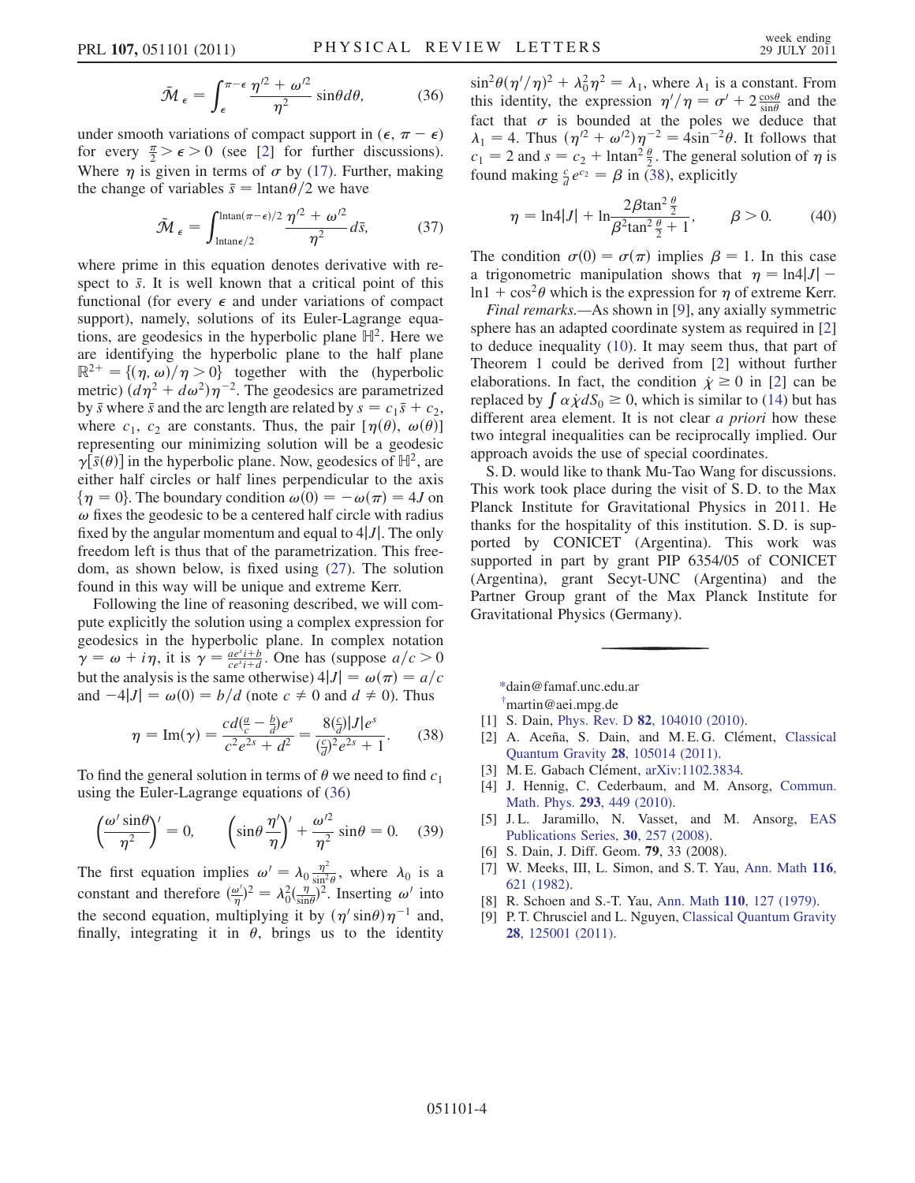$$\tilde{\mathcal{M}}_\epsilon = \int_\epsilon^{\pi-\epsilon} \frac{\eta'^2 + \omega'^2}{\eta^2} \sin\theta d\theta, \tag{36}$$

under smooth variations of compact support in $(\epsilon, \pi - \epsilon)$ for every $\frac{\pi}{2} > \epsilon > 0$ (see [2] for further discussions). Where $\eta$ is given in terms of $\sigma$ by (17). Further, making the change of variables $\bar{s} = \ln\tan\theta/2$ we have

$$\tilde{\mathcal{M}}_\epsilon = \int_{\ln\tan\epsilon/2}^{\ln\tan(\pi-\epsilon)/2} \frac{\eta'^2 + \omega'^2}{\eta^2} d\bar{s}, \tag{37}$$

where prime in this equation denotes derivative with respect to $\bar{s}$. It is well known that a critical point of this functional (for every $\epsilon$ and under variations of compact support), namely, solutions of its Euler-Lagrange equations, are geodesics in the hyperbolic plane $\mathbb{H}^2$. Here we are identifying the hyperbolic plane to the half plane $\mathbb{R}^{2+} = \{(\eta, \omega)/\eta > 0\}$ together with the (hyperbolic metric) $(d\eta^2 + d\omega^2)\eta^{-2}$. The geodesics are parametrized by $\bar{s}$ where $\bar{s}$ and the arc length are related by $s = c_1\bar{s} + c_2$, where $c_1$, $c_2$ are constants. Thus, the pair $[\eta(\theta), \omega(\theta)]$ representing our minimizing solution will be a geodesic $\gamma[\bar{s}(\theta)]$ in the hyperbolic plane. Now, geodesics of $\mathbb{H}^2$, are either half circles or half lines perpendicular to the axis $\{\eta = 0\}$. The boundary condition $\omega(0) = -\omega(\pi) = 4J$ on $\omega$ fixes the geodesic to be a centered half circle with radius fixed by the angular momentum and equal to $4|J|$. The only freedom left is thus that of the parametrization. This freedom, as shown below, is fixed using (27). The solution found in this way will be unique and extreme Kerr.

Following the line of reasoning described, we will compute explicitly the solution using a complex expression for geodesics in the hyperbolic plane. In complex notation $\gamma = \omega + i\eta$, it is $\gamma = \frac{ae^s i + b}{ce^s i + d}$. One has (suppose $a/c > 0$ but the analysis is the same otherwise) $4|J| = \omega(\pi) = a/c$ and $-4|J| = \omega(0) = b/d$ (note $c \neq 0$ and $d \neq 0$). Thus

$$\eta = \mathrm{Im}(\gamma) = \frac{cd(\frac{a}{c} - \frac{b}{d})e^s}{c^2e^{2s} + d^2} = \frac{8(\frac{c}{d})|J|e^s}{(\frac{c}{d})^2e^{2s} + 1}. \tag{38}$$

To find the general solution in terms of $\theta$ we need to find $c_1$ using the Euler-Lagrange equations of (36)

$$\left(\frac{\omega' \sin\theta}{\eta^2}\right)' = 0, \qquad \left(\sin\theta \frac{\eta'}{\eta}\right)' + \frac{\omega'^2}{\eta^2}\sin\theta = 0. \tag{39}$$

The first equation implies $\omega' = \lambda_0 \frac{\eta^2}{\sin^2\theta}$, where $\lambda_0$ is a constant and therefore $(\frac{\omega'}{\eta})^2 = \lambda_0^2(\frac{\eta}{\sin\theta})^2$. Inserting $\omega'$ into the second equation, multiplying it by $(\eta'\sin\theta)\eta^{-1}$ and, finally, integrating it in $\theta$, brings us to the identity $\sin^2\theta(\eta'/\eta)^2 + \lambda_0^2\eta^2 = \lambda_1$, where $\lambda_1$ is a constant. From this identity, the expression $\eta'/\eta = \sigma' + 2\frac{\cos\theta}{\sin\theta}$ and the fact that $\sigma$ is bounded at the poles we deduce that $\lambda_1 = 4$. Thus $(\eta'^2 + \omega'^2)\eta^{-2} = 4\sin^{-2}\theta$. It follows that $c_1 = 2$ and $s = c_2 + \ln\tan^2\frac{\theta}{2}$. The general solution of $\eta$ is found making $\frac{c}{d}e^{c_2} = \beta$ in (38), explicitly

$$\eta = \ln 4|J| + \ln\frac{2\beta\tan^2\frac{\theta}{2}}{\beta^2\tan^2\frac{\theta}{2} + 1}, \qquad \beta > 0. \tag{40}$$

The condition $\sigma(0) = \sigma(\pi)$ implies $\beta = 1$. In this case a trigonometric manipulation shows that $\eta = \ln 4|J| - \ln 1 + \cos^2\theta$ which is the expression for $\eta$ of extreme Kerr.

*Final remarks.*—As shown in [9], any axially symmetric sphere has an adapted coordinate system as required in [2] to deduce inequality (10). It may seem thus, that part of Theorem 1 could be derived from [2] without further elaborations. In fact, the condition $\dot{\chi} \geq 0$ in [2] can be replaced by $\int \alpha\dot{\chi}dS_0 \geq 0$, which is similar to (14) but has different area element. It is not clear *a priori* how these two integral inequalities can be reciprocally implied. Our approach avoids the use of special coordinates.

S. D. would like to thank Mu-Tao Wang for discussions. This work took place during the visit of S. D. to the Max Planck Institute for Gravitational Physics in 2011. He thanks for the hospitality of this institution. S. D. is supported by CONICET (Argentina). This work was supported in part by grant PIP 6354/05 of CONICET (Argentina), grant Secyt-UNC (Argentina) and the Partner Group grant of the Max Planck Institute for Gravitational Physics (Germany).

---

*dain@famaf.unc.edu.ar
†martin@aei.mpg.de

[1] S. Dain, Phys. Rev. D **82**, 104010 (2010).
[2] A. Aceña, S. Dain, and M. E. G. Clément, Classical Quantum Gravity **28**, 105014 (2011).
[3] M. E. Gabach Clément, arXiv:1102.3834.
[4] J. Hennig, C. Cederbaum, and M. Ansorg, Commun. Math. Phys. **293**, 449 (2010).
[5] J. L. Jaramillo, N. Vasset, and M. Ansorg, EAS Publications Series, **30**, 257 (2008).
[6] S. Dain, J. Diff. Geom. **79**, 33 (2008).
[7] W. Meeks, III, L. Simon, and S. T. Yau, Ann. Math **116**, 621 (1982).
[8] R. Schoen and S.-T. Yau, Ann. Math **110**, 127 (1979).
[9] P. T. Chrusciel and L. Nguyen, Classical Quantum Gravity **28**, 125001 (2011).